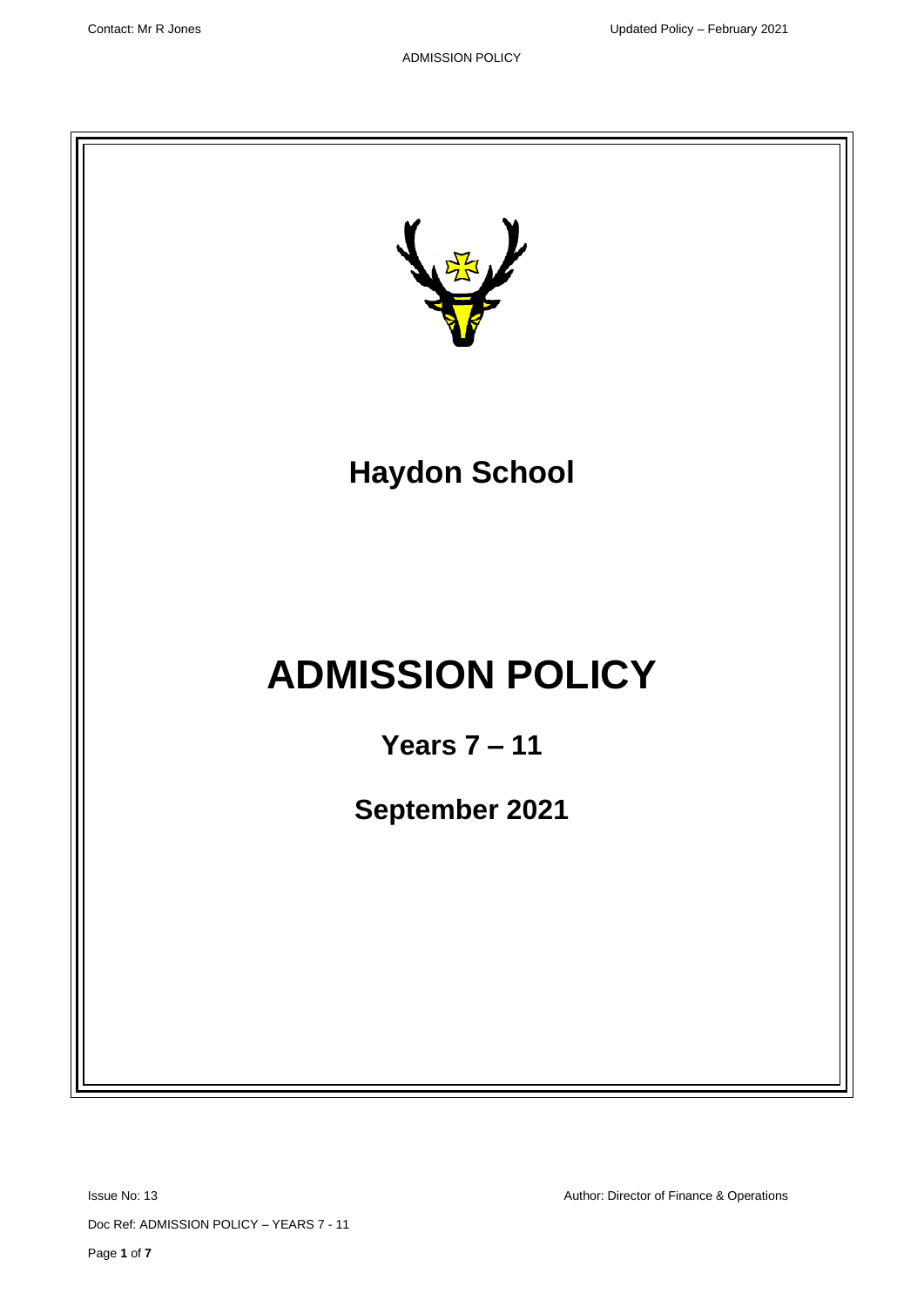# Haydon School

# ADMISSION POLICY

## Years 7 – 11

## September 2021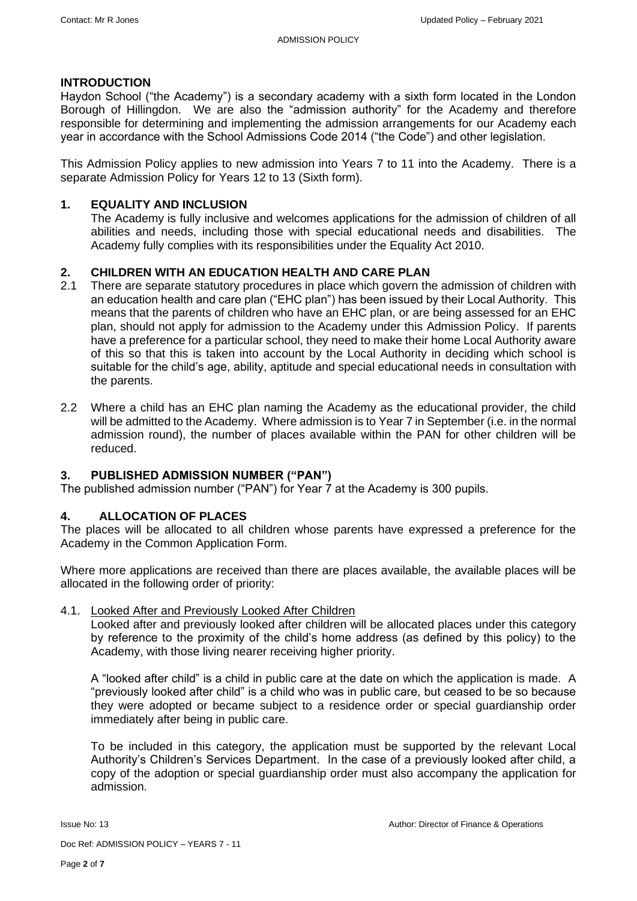## INTRODUCTION

Haydon School ("the Academy") is a secondary academy with a sixth form located in the London Borough of Hillingdon. We are also the "admission authority" for the Academy and therefore responsible for determining and implementing the admission arrangements for our Academy each year in accordance with the School Admissions Code 2014 ("the Code") and other legislation.

This Admission Policy applies to new admission into Years 7 to 11 into the Academy. There is a separate Admission Policy for Years 12 to 13 (Sixth form).

## 1. EQUALITY AND INCLUSION

The Academy is fully inclusive and welcomes applications for the admission of children of all abilities and needs, including those with special educational needs and disabilities. The Academy fully complies with its responsibilities under the Equality Act 2010.

## 2. CHILDREN WITH AN EDUCATION HEALTH AND CARE PLAN

2.1 There are separate statutory procedures in place which govern the admission of children with an education health and care plan ("EHC plan") has been issued by their Local Authority. This means that the parents of children who have an EHC plan, or are being assessed for an EHC plan, should not apply for admission to the Academy under this Admission Policy. If parents have a preference for a particular school, they need to make their home Local Authority aware of this so that this is taken into account by the Local Authority in deciding which school is suitable for the child's age, ability, aptitude and special educational needs in consultation with the parents.

2.2 Where a child has an EHC plan naming the Academy as the educational provider, the child will be admitted to the Academy. Where admission is to Year 7 in September (i.e. in the normal admission round), the number of places available within the PAN for other children will be reduced.

## 3. PUBLISHED ADMISSION NUMBER ("PAN")

The published admission number ("PAN") for Year 7 at the Academy is 300 pupils.

## 4. ALLOCATION OF PLACES

The places will be allocated to all children whose parents have expressed a preference for the Academy in the Common Application Form.

Where more applications are received than there are places available, the available places will be allocated in the following order of priority:

4.1. Looked After and Previously Looked After Children

Looked after and previously looked after children will be allocated places under this category by reference to the proximity of the child's home address (as defined by this policy) to the Academy, with those living nearer receiving higher priority.

A "looked after child" is a child in public care at the date on which the application is made. A "previously looked after child" is a child who was in public care, but ceased to be so because they were adopted or became subject to a residence order or special guardianship order immediately after being in public care.

To be included in this category, the application must be supported by the relevant Local Authority's Children's Services Department. In the case of a previously looked after child, a copy of the adoption or special guardianship order must also accompany the application for admission.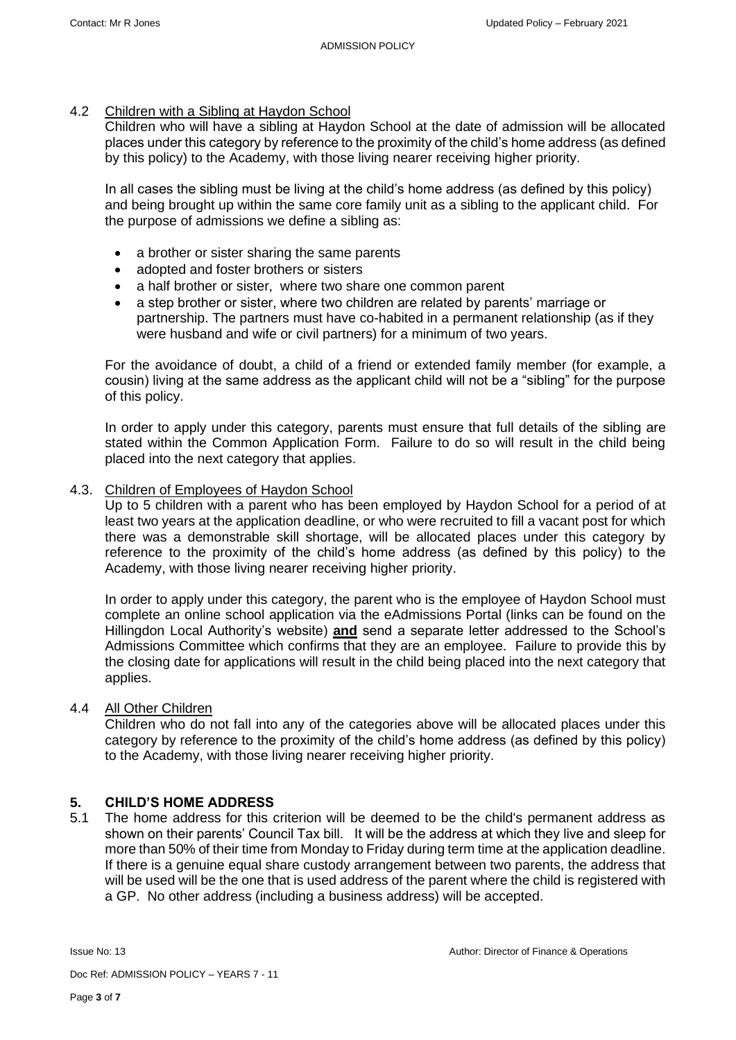### 4.2 Children with a Sibling at Haydon School

Children who will have a sibling at Haydon School at the date of admission will be allocated places under this category by reference to the proximity of the child's home address (as defined by this policy) to the Academy, with those living nearer receiving higher priority.

In all cases the sibling must be living at the child's home address (as defined by this policy) and being brought up within the same core family unit as a sibling to the applicant child. For the purpose of admissions we define a sibling as:

- a brother or sister sharing the same parents
- adopted and foster brothers or sisters
- a half brother or sister, where two share one common parent
- a step brother or sister, where two children are related by parents' marriage or partnership. The partners must have co-habited in a permanent relationship (as if they were husband and wife or civil partners) for a minimum of two years.

For the avoidance of doubt, a child of a friend or extended family member (for example, a cousin) living at the same address as the applicant child will not be a "sibling" for the purpose of this policy.

In order to apply under this category, parents must ensure that full details of the sibling are stated within the Common Application Form. Failure to do so will result in the child being placed into the next category that applies.

### 4.3. Children of Employees of Haydon School

Up to 5 children with a parent who has been employed by Haydon School for a period of at least two years at the application deadline, or who were recruited to fill a vacant post for which there was a demonstrable skill shortage, will be allocated places under this category by reference to the proximity of the child's home address (as defined by this policy) to the Academy, with those living nearer receiving higher priority.

In order to apply under this category, the parent who is the employee of Haydon School must complete an online school application via the eAdmissions Portal (links can be found on the Hillingdon Local Authority's website) **and** send a separate letter addressed to the School's Admissions Committee which confirms that they are an employee. Failure to provide this by the closing date for applications will result in the child being placed into the next category that applies.

### 4.4 All Other Children

Children who do not fall into any of the categories above will be allocated places under this category by reference to the proximity of the child's home address (as defined by this policy) to the Academy, with those living nearer receiving higher priority.

## 5. CHILD'S HOME ADDRESS

5.1 The home address for this criterion will be deemed to be the child's permanent address as shown on their parents' Council Tax bill. It will be the address at which they live and sleep for more than 50% of their time from Monday to Friday during term time at the application deadline. If there is a genuine equal share custody arrangement between two parents, the address that will be used will be the one that is used address of the parent where the child is registered with a GP. No other address (including a business address) will be accepted.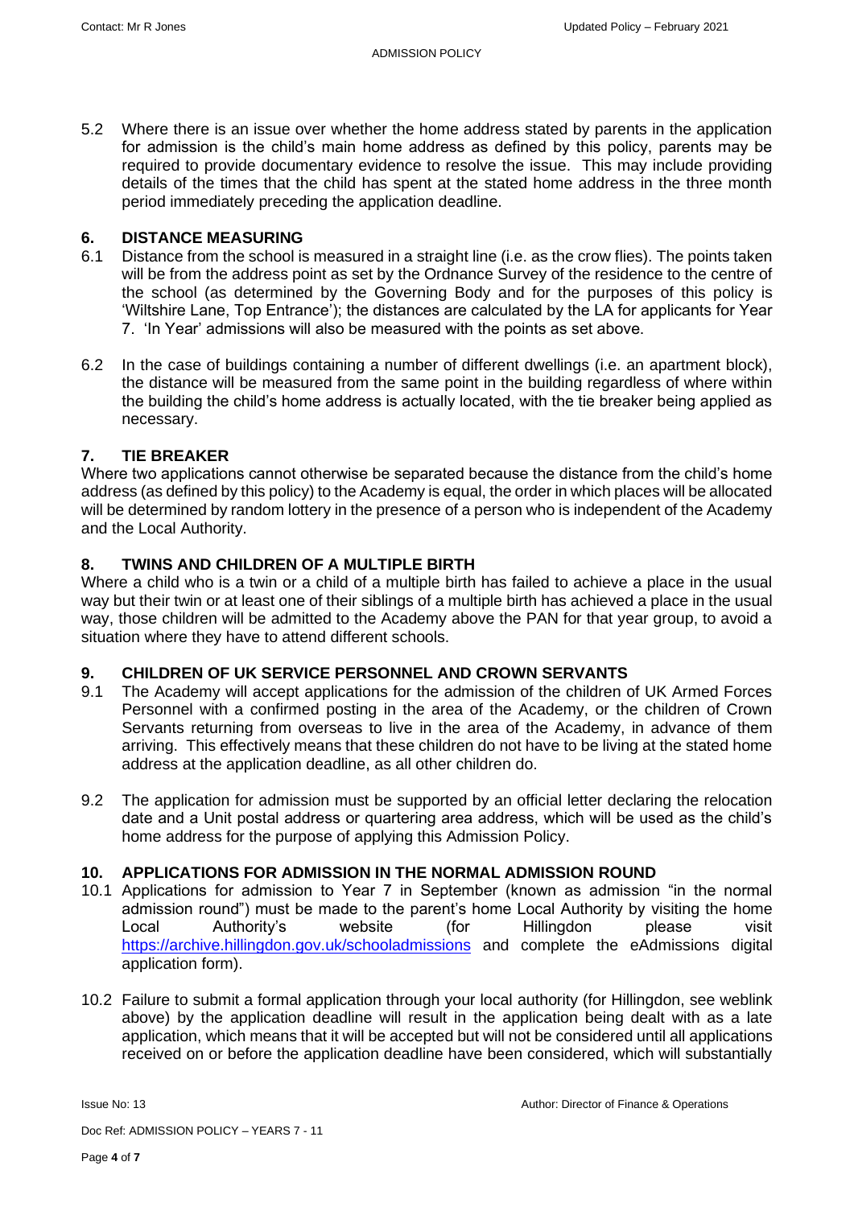5.2 Where there is an issue over whether the home address stated by parents in the application for admission is the child's main home address as defined by this policy, parents may be required to provide documentary evidence to resolve the issue. This may include providing details of the times that the child has spent at the stated home address in the three month period immediately preceding the application deadline.

## 6. DISTANCE MEASURING

6.1 Distance from the school is measured in a straight line (i.e. as the crow flies). The points taken will be from the address point as set by the Ordnance Survey of the residence to the centre of the school (as determined by the Governing Body and for the purposes of this policy is 'Wiltshire Lane, Top Entrance'); the distances are calculated by the LA for applicants for Year 7. 'In Year' admissions will also be measured with the points as set above.

6.2 In the case of buildings containing a number of different dwellings (i.e. an apartment block), the distance will be measured from the same point in the building regardless of where within the building the child's home address is actually located, with the tie breaker being applied as necessary.

## 7. TIE BREAKER

Where two applications cannot otherwise be separated because the distance from the child's home address (as defined by this policy) to the Academy is equal, the order in which places will be allocated will be determined by random lottery in the presence of a person who is independent of the Academy and the Local Authority.

## 8. TWINS AND CHILDREN OF A MULTIPLE BIRTH

Where a child who is a twin or a child of a multiple birth has failed to achieve a place in the usual way but their twin or at least one of their siblings of a multiple birth has achieved a place in the usual way, those children will be admitted to the Academy above the PAN for that year group, to avoid a situation where they have to attend different schools.

## 9. CHILDREN OF UK SERVICE PERSONNEL AND CROWN SERVANTS

9.1 The Academy will accept applications for the admission of the children of UK Armed Forces Personnel with a confirmed posting in the area of the Academy, or the children of Crown Servants returning from overseas to live in the area of the Academy, in advance of them arriving. This effectively means that these children do not have to be living at the stated home address at the application deadline, as all other children do.

9.2 The application for admission must be supported by an official letter declaring the relocation date and a Unit postal address or quartering area address, which will be used as the child's home address for the purpose of applying this Admission Policy.

## 10. APPLICATIONS FOR ADMISSION IN THE NORMAL ADMISSION ROUND

10.1 Applications for admission to Year 7 in September (known as admission "in the normal admission round") must be made to the parent's home Local Authority by visiting the home Local Authority's website (for Hillingdon please visit https://archive.hillingdon.gov.uk/schooladmissions and complete the eAdmissions digital application form).

10.2 Failure to submit a formal application through your local authority (for Hillingdon, see weblink above) by the application deadline will result in the application being dealt with as a late application, which means that it will be accepted but will not be considered until all applications received on or before the application deadline have been considered, which will substantially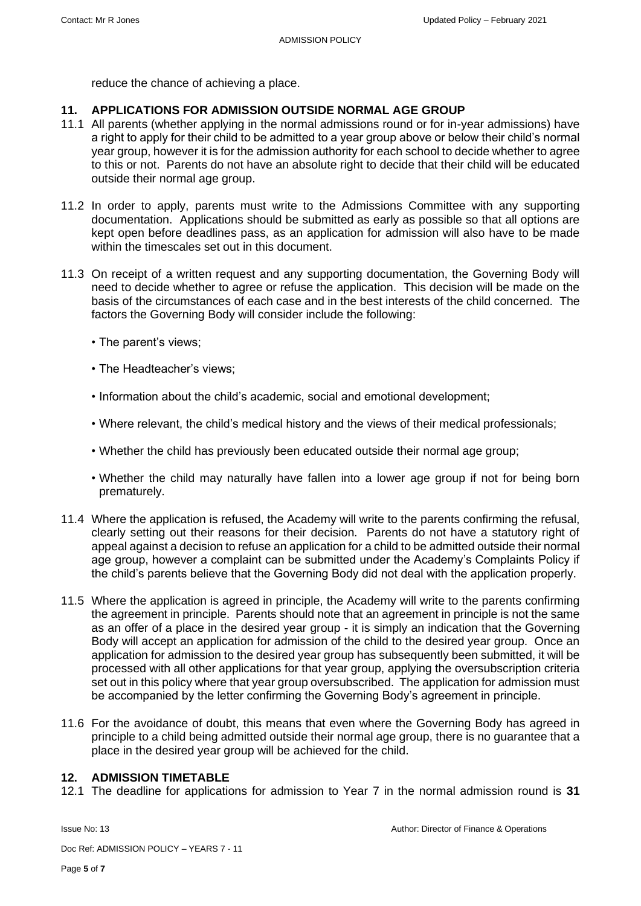reduce the chance of achieving a place.

## 11. APPLICATIONS FOR ADMISSION OUTSIDE NORMAL AGE GROUP

11.1 All parents (whether applying in the normal admissions round or for in-year admissions) have a right to apply for their child to be admitted to a year group above or below their child's normal year group, however it is for the admission authority for each school to decide whether to agree to this or not. Parents do not have an absolute right to decide that their child will be educated outside their normal age group.

11.2 In order to apply, parents must write to the Admissions Committee with any supporting documentation. Applications should be submitted as early as possible so that all options are kept open before deadlines pass, as an application for admission will also have to be made within the timescales set out in this document.

11.3 On receipt of a written request and any supporting documentation, the Governing Body will need to decide whether to agree or refuse the application. This decision will be made on the basis of the circumstances of each case and in the best interests of the child concerned. The factors the Governing Body will consider include the following:

- The parent's views;
- The Headteacher's views;
- Information about the child's academic, social and emotional development;
- Where relevant, the child's medical history and the views of their medical professionals;
- Whether the child has previously been educated outside their normal age group;
- Whether the child may naturally have fallen into a lower age group if not for being born prematurely.

11.4 Where the application is refused, the Academy will write to the parents confirming the refusal, clearly setting out their reasons for their decision. Parents do not have a statutory right of appeal against a decision to refuse an application for a child to be admitted outside their normal age group, however a complaint can be submitted under the Academy's Complaints Policy if the child's parents believe that the Governing Body did not deal with the application properly.

11.5 Where the application is agreed in principle, the Academy will write to the parents confirming the agreement in principle. Parents should note that an agreement in principle is not the same as an offer of a place in the desired year group - it is simply an indication that the Governing Body will accept an application for admission of the child to the desired year group. Once an application for admission to the desired year group has subsequently been submitted, it will be processed with all other applications for that year group, applying the oversubscription criteria set out in this policy where that year group oversubscribed. The application for admission must be accompanied by the letter confirming the Governing Body's agreement in principle.

11.6 For the avoidance of doubt, this means that even where the Governing Body has agreed in principle to a child being admitted outside their normal age group, there is no guarantee that a place in the desired year group will be achieved for the child.

## 12. ADMISSION TIMETABLE

12.1 The deadline for applications for admission to Year 7 in the normal admission round is **31**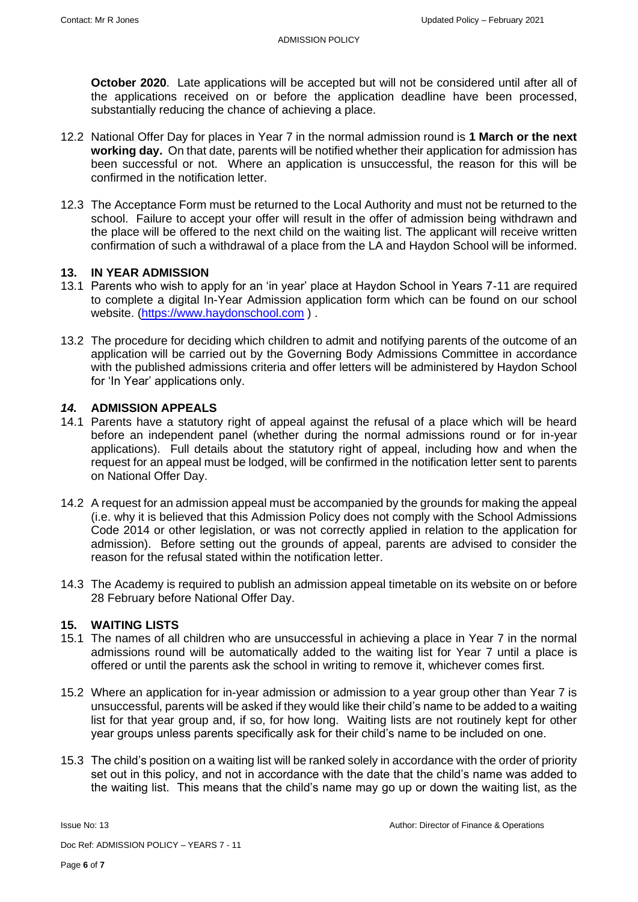**October 2020**. Late applications will be accepted but will not be considered until after all of the applications received on or before the application deadline have been processed, substantially reducing the chance of achieving a place.

12.2 National Offer Day for places in Year 7 in the normal admission round is **1 March or the next working day.** On that date, parents will be notified whether their application for admission has been successful or not. Where an application is unsuccessful, the reason for this will be confirmed in the notification letter.

12.3 The Acceptance Form must be returned to the Local Authority and must not be returned to the school. Failure to accept your offer will result in the offer of admission being withdrawn and the place will be offered to the next child on the waiting list. The applicant will receive written confirmation of such a withdrawal of a place from the LA and Haydon School will be informed.

## 13. IN YEAR ADMISSION

13.1 Parents who wish to apply for an 'in year' place at Haydon School in Years 7-11 are required to complete a digital In-Year Admission application form which can be found on our school website. (https://www.haydonschool.com ) .

13.2 The procedure for deciding which children to admit and notifying parents of the outcome of an application will be carried out by the Governing Body Admissions Committee in accordance with the published admissions criteria and offer letters will be administered by Haydon School for 'In Year' applications only.

## *14.* ADMISSION APPEALS

14.1 Parents have a statutory right of appeal against the refusal of a place which will be heard before an independent panel (whether during the normal admissions round or for in-year applications). Full details about the statutory right of appeal, including how and when the request for an appeal must be lodged, will be confirmed in the notification letter sent to parents on National Offer Day.

14.2 A request for an admission appeal must be accompanied by the grounds for making the appeal (i.e. why it is believed that this Admission Policy does not comply with the School Admissions Code 2014 or other legislation, or was not correctly applied in relation to the application for admission). Before setting out the grounds of appeal, parents are advised to consider the reason for the refusal stated within the notification letter.

14.3 The Academy is required to publish an admission appeal timetable on its website on or before 28 February before National Offer Day.

## 15. WAITING LISTS

15.1 The names of all children who are unsuccessful in achieving a place in Year 7 in the normal admissions round will be automatically added to the waiting list for Year 7 until a place is offered or until the parents ask the school in writing to remove it, whichever comes first.

15.2 Where an application for in-year admission or admission to a year group other than Year 7 is unsuccessful, parents will be asked if they would like their child's name to be added to a waiting list for that year group and, if so, for how long. Waiting lists are not routinely kept for other year groups unless parents specifically ask for their child's name to be included on one.

15.3 The child's position on a waiting list will be ranked solely in accordance with the order of priority set out in this policy, and not in accordance with the date that the child's name was added to the waiting list. This means that the child's name may go up or down the waiting list, as the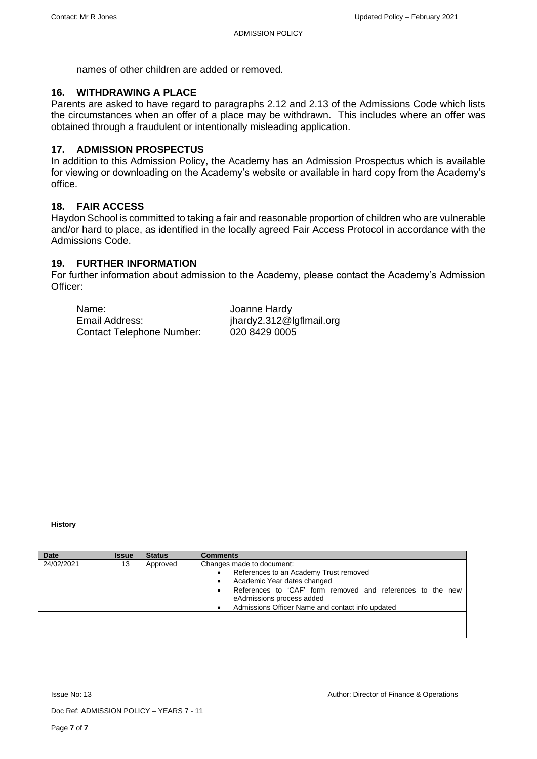names of other children are added or removed.

## 16. WITHDRAWING A PLACE

Parents are asked to have regard to paragraphs 2.12 and 2.13 of the Admissions Code which lists the circumstances when an offer of a place may be withdrawn. This includes where an offer was obtained through a fraudulent or intentionally misleading application.

## 17. ADMISSION PROSPECTUS

In addition to this Admission Policy, the Academy has an Admission Prospectus which is available for viewing or downloading on the Academy's website or available in hard copy from the Academy's office.

## 18. FAIR ACCESS

Haydon School is committed to taking a fair and reasonable proportion of children who are vulnerable and/or hard to place, as identified in the locally agreed Fair Access Protocol in accordance with the Admissions Code.

## 19. FURTHER INFORMATION

For further information about admission to the Academy, please contact the Academy's Admission Officer:

Name: Joanne Hardy
Email Address: jhardy2.312@lgflmail.org
Contact Telephone Number: 020 8429 0005

**History**

| Date | Issue | Status | Comments |
|---|---|---|---|
| 24/02/2021 | 13 | Approved | Changes made to document:<br>• References to an Academy Trust removed<br>• Academic Year dates changed<br>• References to 'CAF' form removed and references to the new eAdmissions process added<br>• Admissions Officer Name and contact info updated |
| | | | |
| | | | |
| | | | |